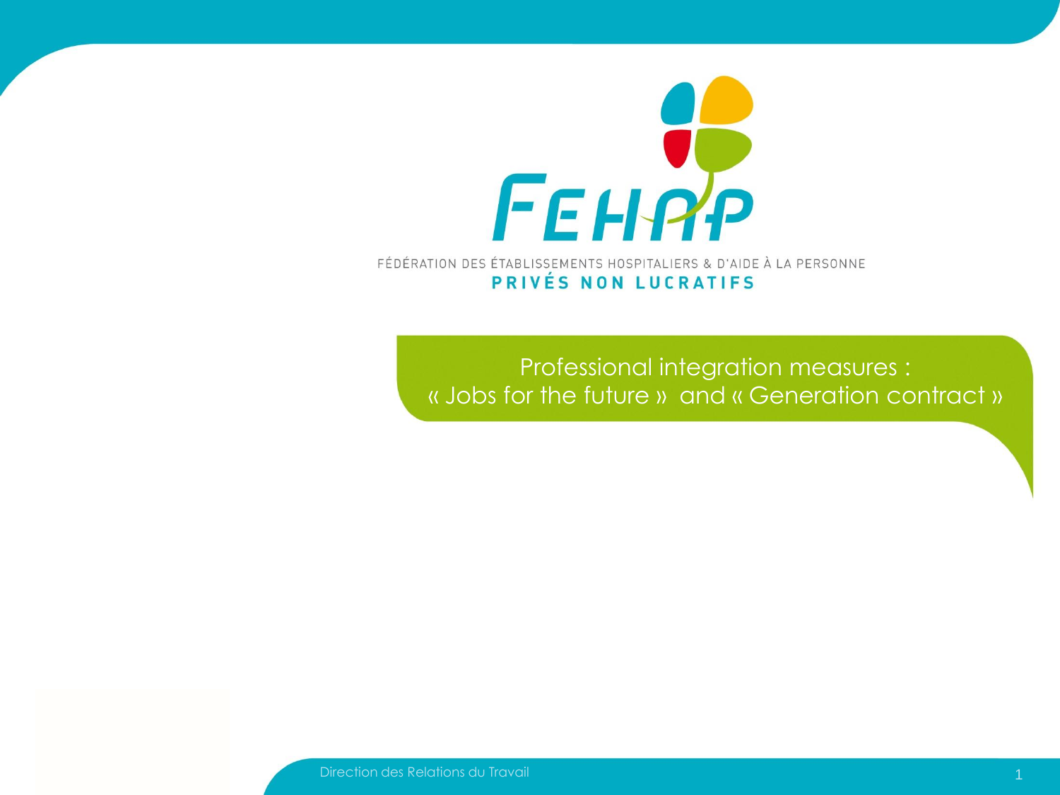FEHAP

FÉDÉRATION DES ÉTABLISSEMENTS HOSPITALIERS & D'AIDE À LA PERSONNE

**PRIVÉS NON LUCRATIFS**

# Professional integration measures : « Jobs for the future » and « Generation contract »

Direction des Relations du Travail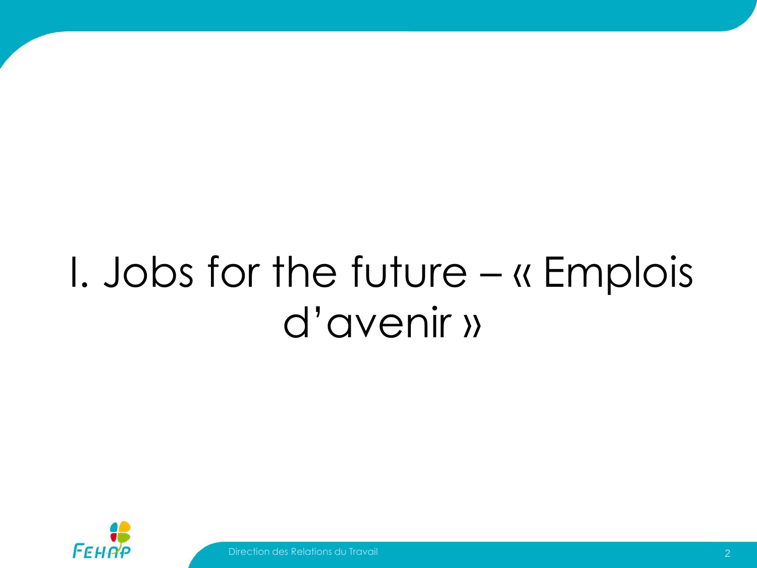# I. Jobs for the future – « Emplois d'avenir »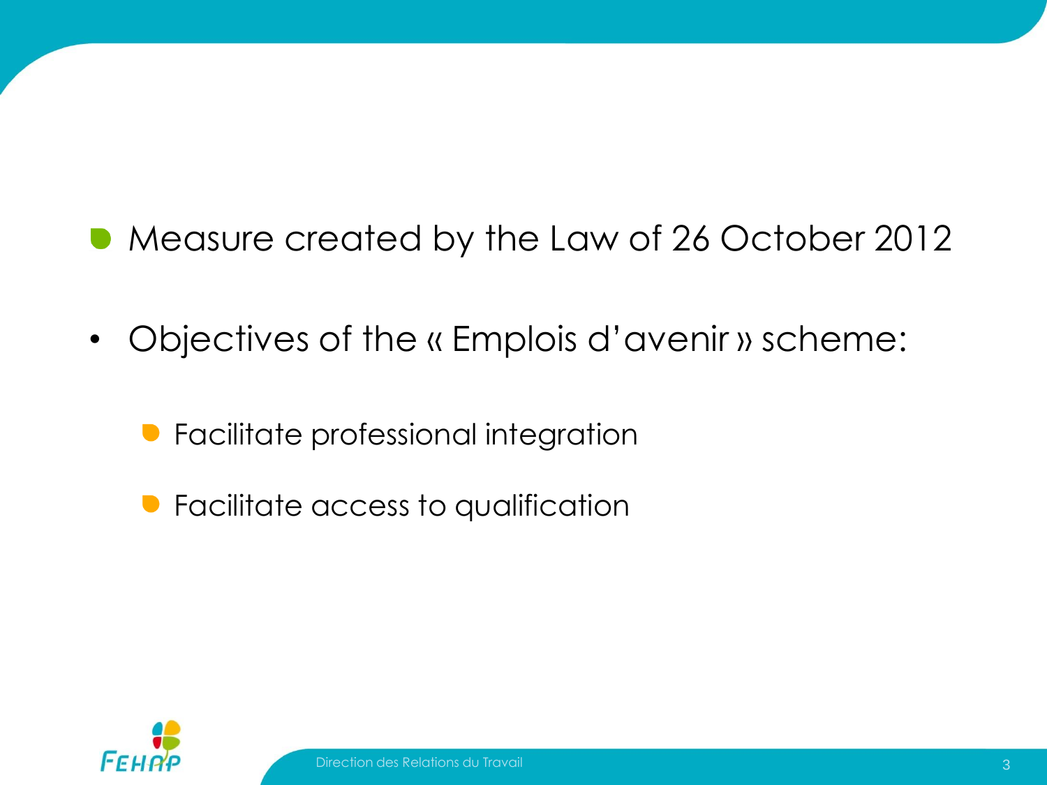- Measure created by the Law of 26 October 2012

- Objectives of the « Emplois d'avenir » scheme:
  - Facilitate professional integration
  - Facilitate access to qualification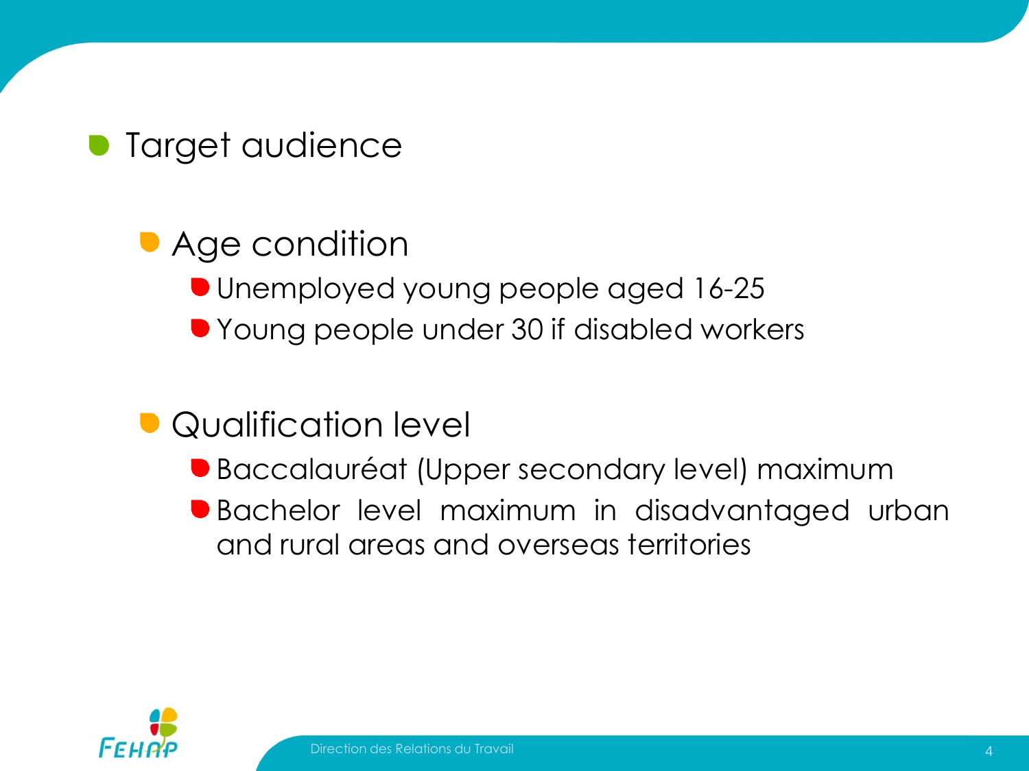- Target audience

  - Age condition
    - Unemployed young people aged 16-25
    - Young people under 30 if disabled workers

  - Qualification level
    - Baccalauréat (Upper secondary level) maximum
    - Bachelor level maximum in disadvantaged urban and rural areas and overseas territories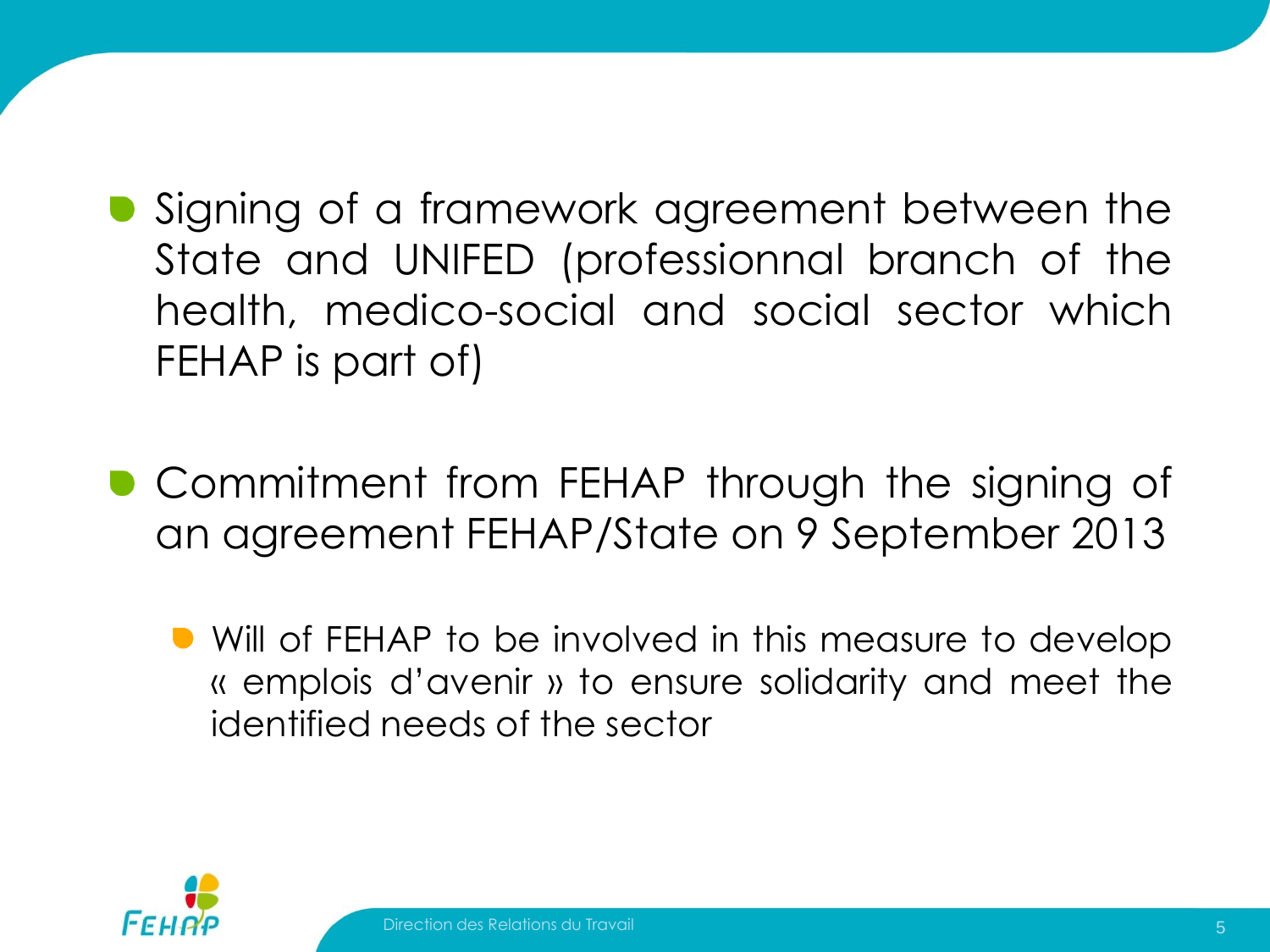- Signing of a framework agreement between the State and UNIFED (professionnal branch of the health, medico-social and social sector which FEHAP is part of)

- Commitment from FEHAP through the signing of an agreement FEHAP/State on 9 September 2013

  - Will of FEHAP to be involved in this measure to develop « emplois d'avenir » to ensure solidarity and meet the identified needs of the sector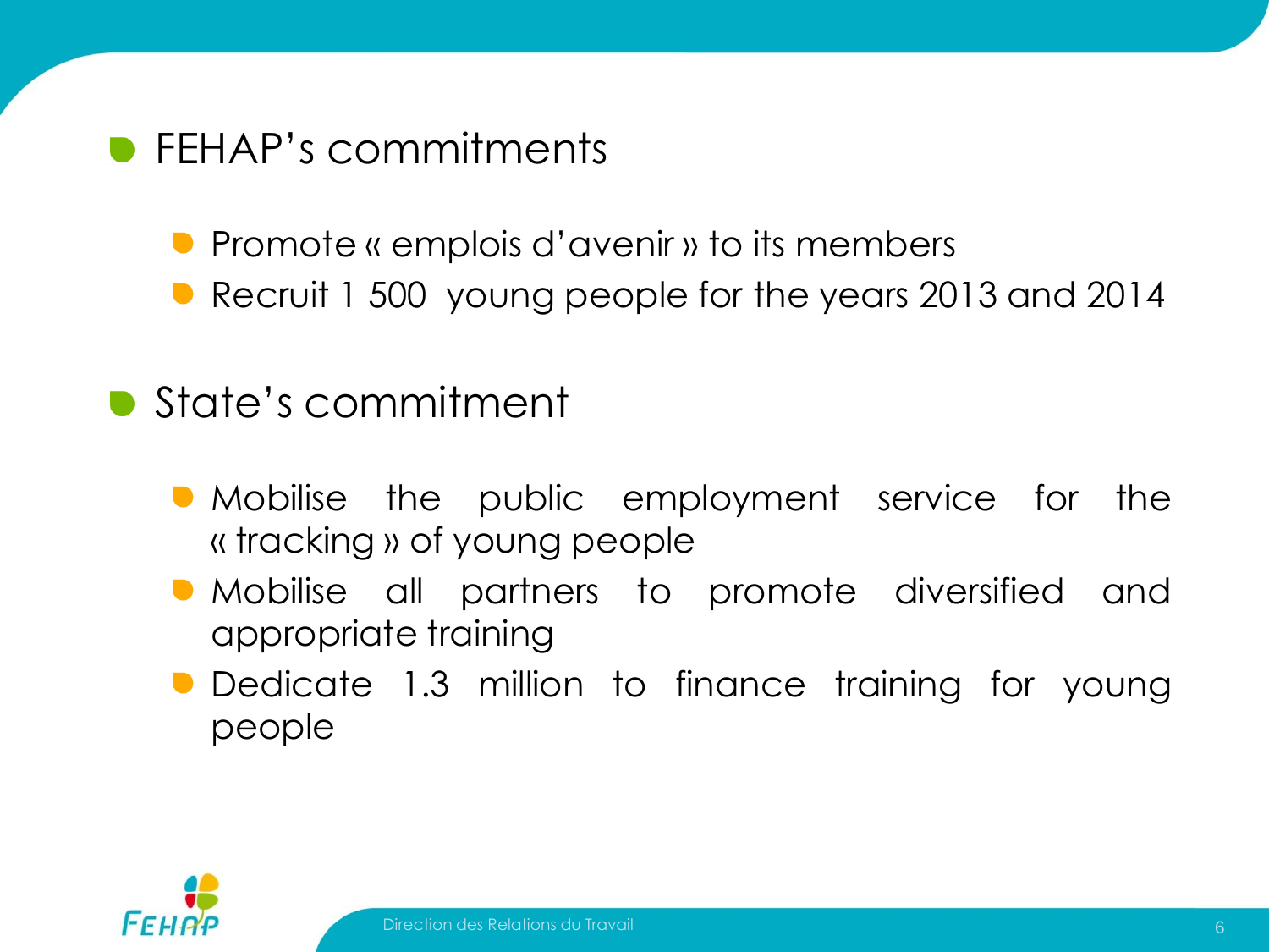- FEHAP's commitments
  - Promote « emplois d'avenir » to its members
  - Recruit 1 500 young people for the years 2013 and 2014
- State's commitment
  - Mobilise the public employment service for the « tracking » of young people
  - Mobilise all partners to promote diversified and appropriate training
  - Dedicate 1.3 million to finance training for young people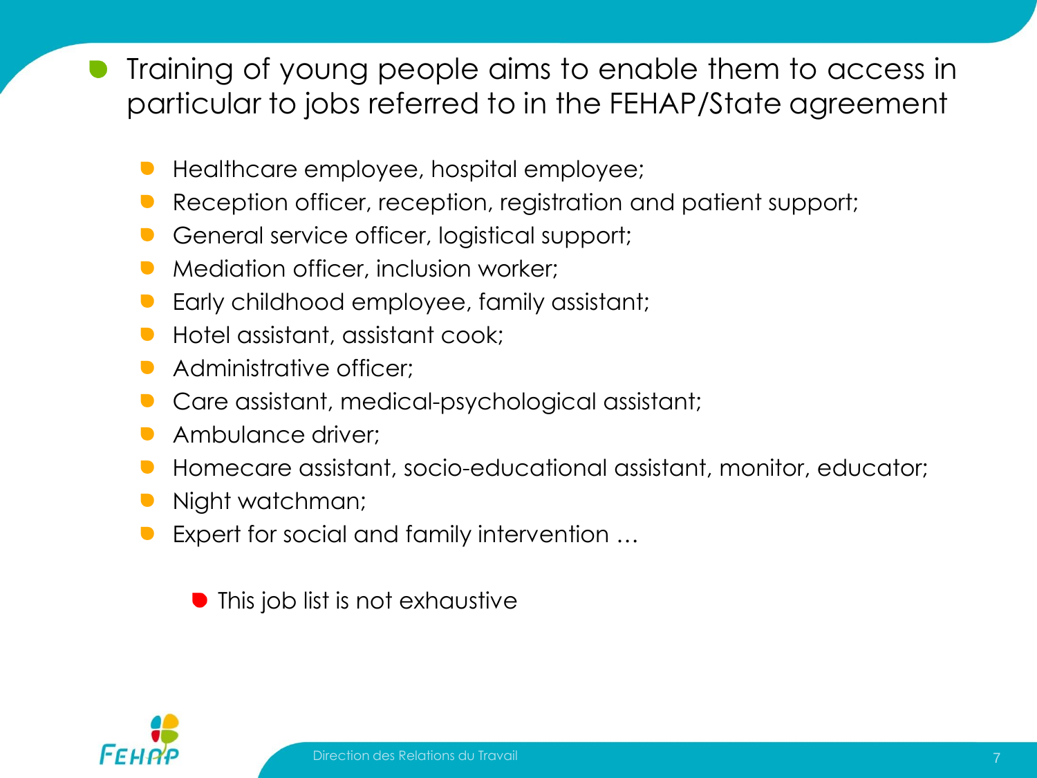- Training of young people aims to enable them to access in particular to jobs referred to in the FEHAP/State agreement

  - Healthcare employee, hospital employee;
  - Reception officer, reception, registration and patient support;
  - General service officer, logistical support;
  - Mediation officer, inclusion worker;
  - Early childhood employee, family assistant;
  - Hotel assistant, assistant cook;
  - Administrative officer;
  - Care assistant, medical-psychological assistant;
  - Ambulance driver;
  - Homecare assistant, socio-educational assistant, monitor, educator;
  - Night watchman;
  - Expert for social and family intervention …

    - This job list is not exhaustive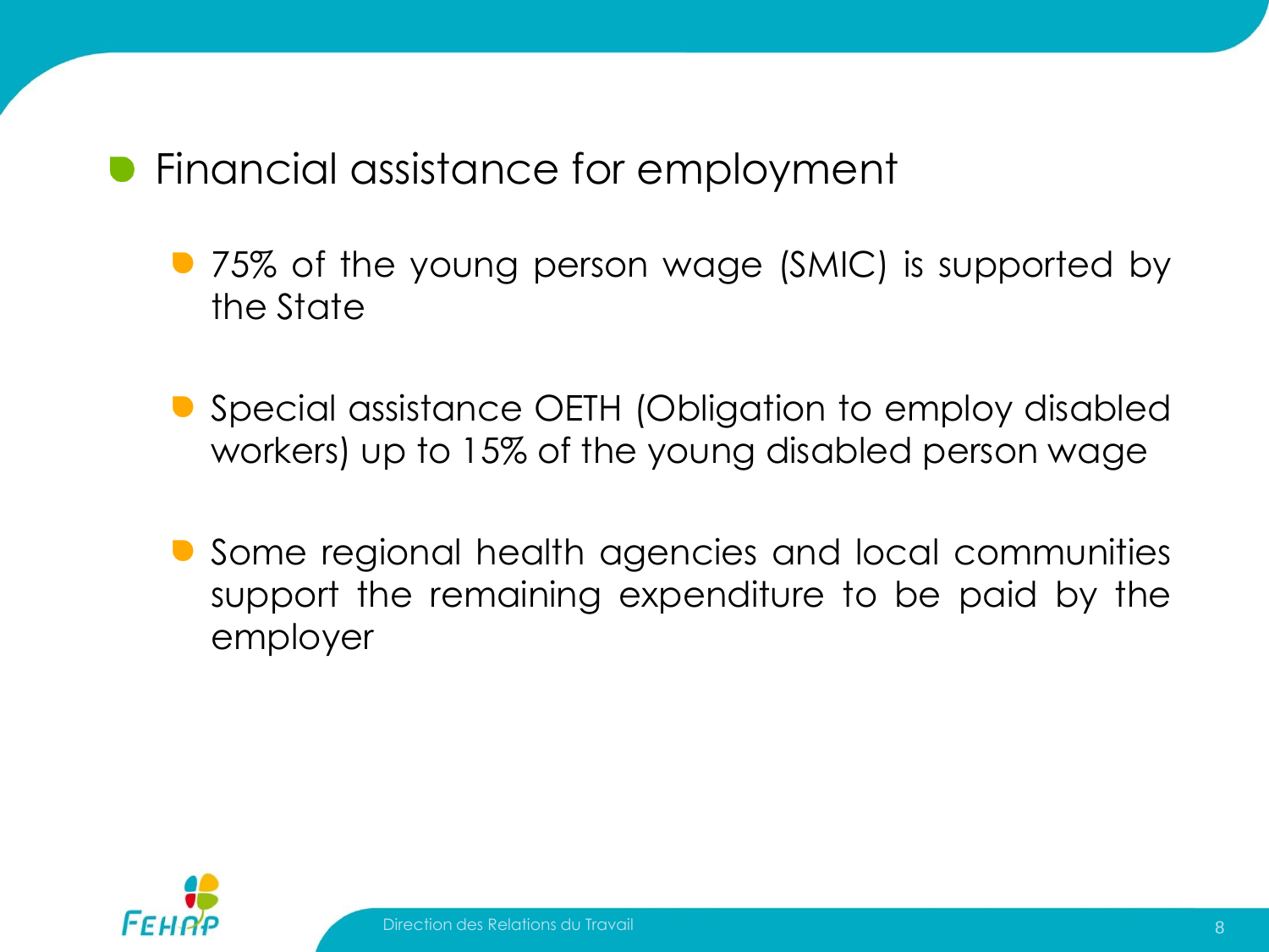- Financial assistance for employment
  - 75% of the young person wage (SMIC) is supported by the State
  - Special assistance OETH (Obligation to employ disabled workers) up to 15% of the young disabled person wage
  - Some regional health agencies and local communities support the remaining expenditure to be paid by the employer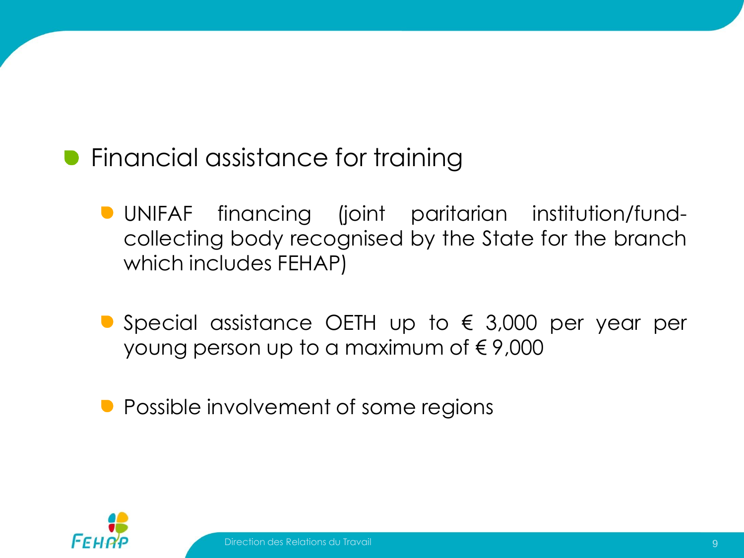- Financial assistance for training
  - UNIFAF financing (joint paritarian institution/fund-collecting body recognised by the State for the branch which includes FEHAP)
  - Special assistance OETH up to € 3,000 per year per young person up to a maximum of € 9,000
  - Possible involvement of some regions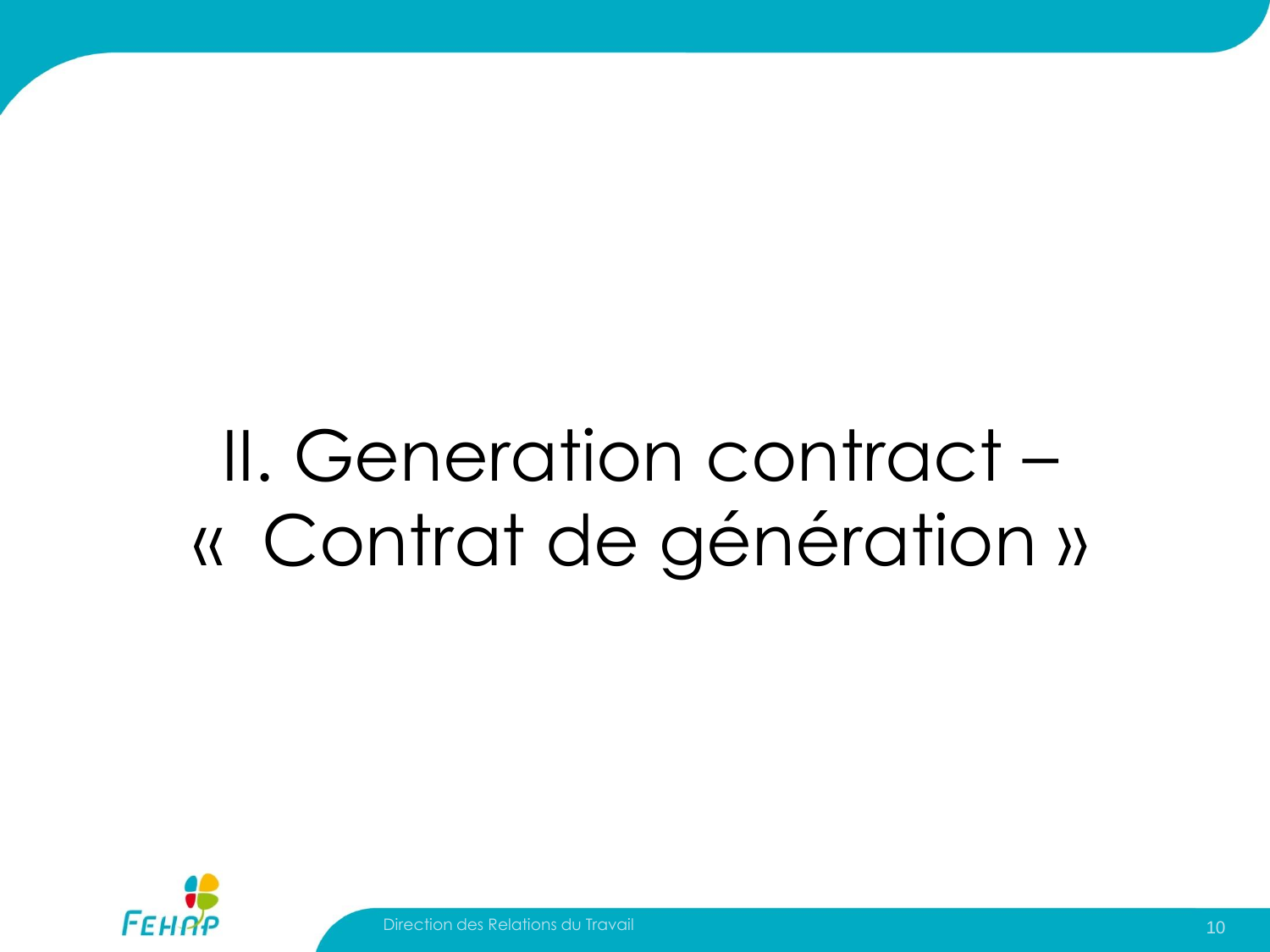# II. Generation contract – « Contrat de génération »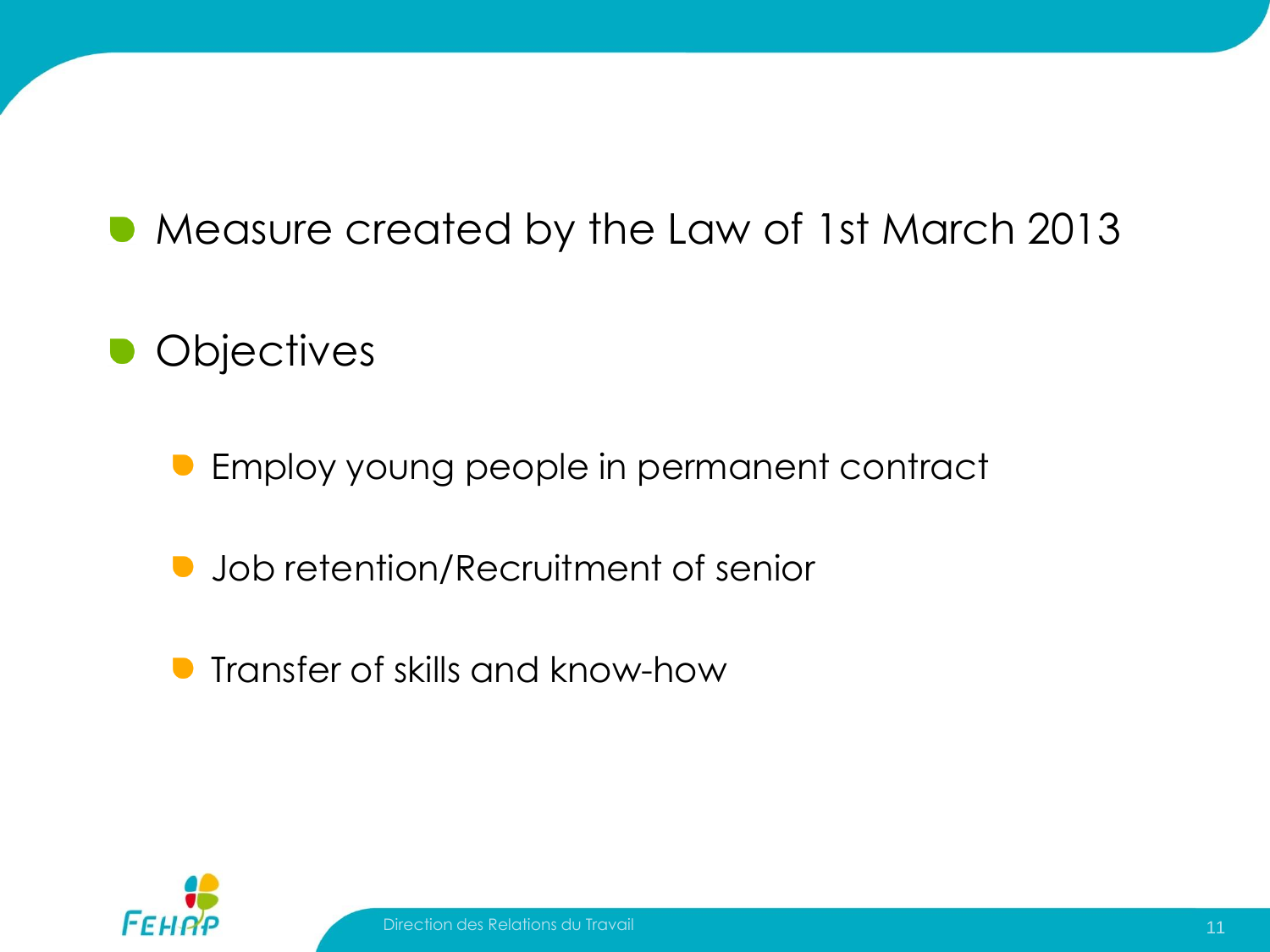- Measure created by the Law of 1st March 2013
- Objectives
  - Employ young people in permanent contract
  - Job retention/Recruitment of senior
  - Transfer of skills and know-how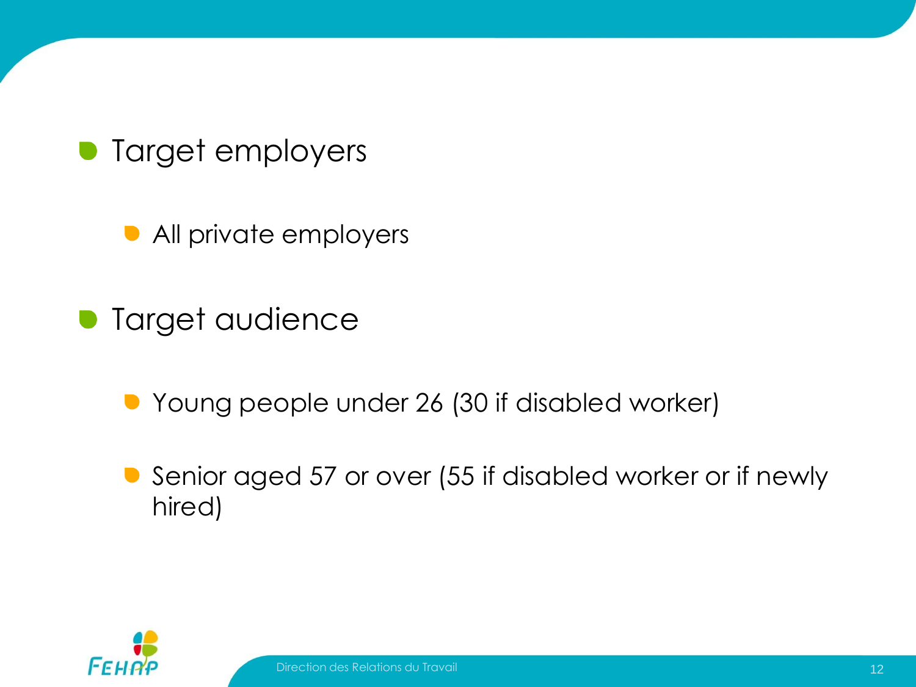- Target employers
  - All private employers
- Target audience
  - Young people under 26 (30 if disabled worker)
  - Senior aged 57 or over (55 if disabled worker or if newly hired)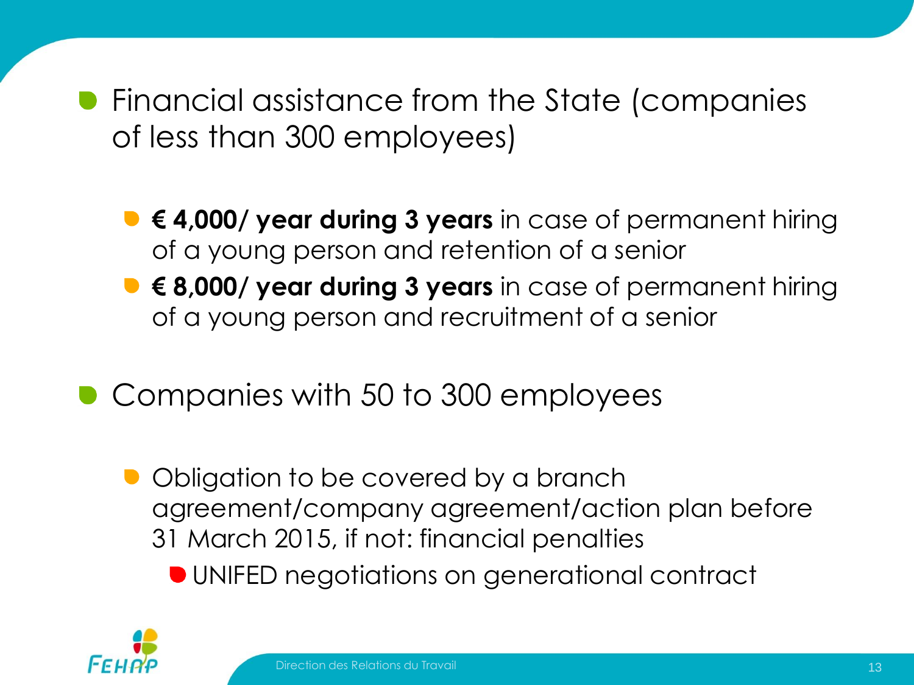- Financial assistance from the State (companies of less than 300 employees)
  - **€ 4,000/ year during 3 years** in case of permanent hiring of a young person and retention of a senior
  - **€ 8,000/ year during 3 years** in case of permanent hiring of a young person and recruitment of a senior
- Companies with 50 to 300 employees
  - Obligation to be covered by a branch agreement/company agreement/action plan before 31 March 2015, if not: financial penalties
    - UNIFED negotiations on generational contract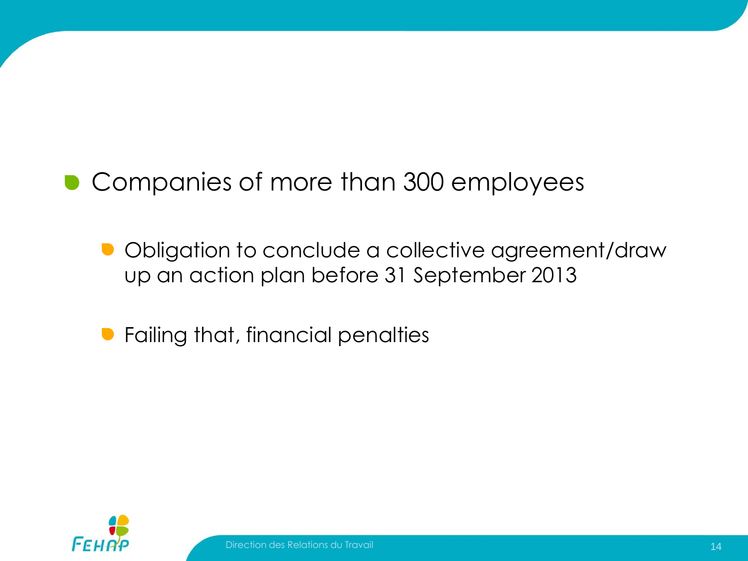- Companies of more than 300 employees
  - Obligation to conclude a collective agreement/draw up an action plan before 31 September 2013
  - Failing that, financial penalties